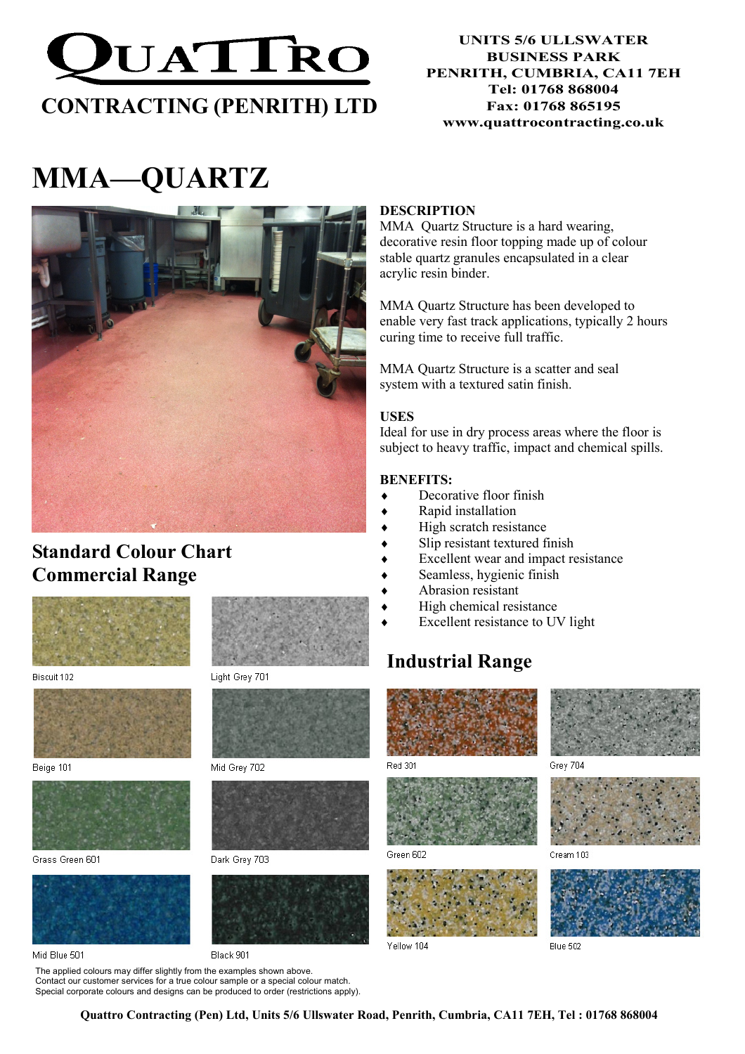# QUATTRO

## CONTRACTING (PENRITH) LTD

**UNITS 5/6 ULLSWATER BUSINESS PARK**
**PENRITH, CUMBRIA, CA11 7EH**
**Tel: 01768 868004**
**Fax: 01768 865195**
**www.quattrocontracting.co.uk**

# MMA—QUARTZ

**DESCRIPTION**

MMA Quartz Structure is a hard wearing, decorative resin floor topping made up of colour stable quartz granules encapsulated in a clear acrylic resin binder.

MMA Quartz Structure has been developed to enable very fast track applications, typically 2 hours curing time to receive full traffic.

MMA Quartz Structure is a scatter and seal system with a textured satin finish.

**USES**

Ideal for use in dry process areas where the floor is subject to heavy traffic, impact and chemical spills.

**BENEFITS:**

- Decorative floor finish
- Rapid installation
- High scratch resistance
- Slip resistant textured finish
- Excellent wear and impact resistance
- Seamless, hygienic finish
- Abrasion resistant
- High chemical resistance
- Excellent resistance to UV light

## Standard Colour Chart Commercial Range

Biscuit 102

Light Grey 701

Beige 101

Mid Grey 702

Grass Green 601

Dark Grey 703

Mid Blue 501

Black 901

## Industrial Range

Red 301

Grey 704

Green 602

Cream 103

Yellow 104

Blue 502

The applied colours may differ slightly from the examples shown above.
Contact our customer services for a true colour sample or a special colour match.
Special corporate colours and designs can be produced to order (restrictions apply).

**Quattro Contracting (Pen) Ltd, Units 5/6 Ullswater Road, Penrith, Cumbria, CA11 7EH, Tel : 01768 868004**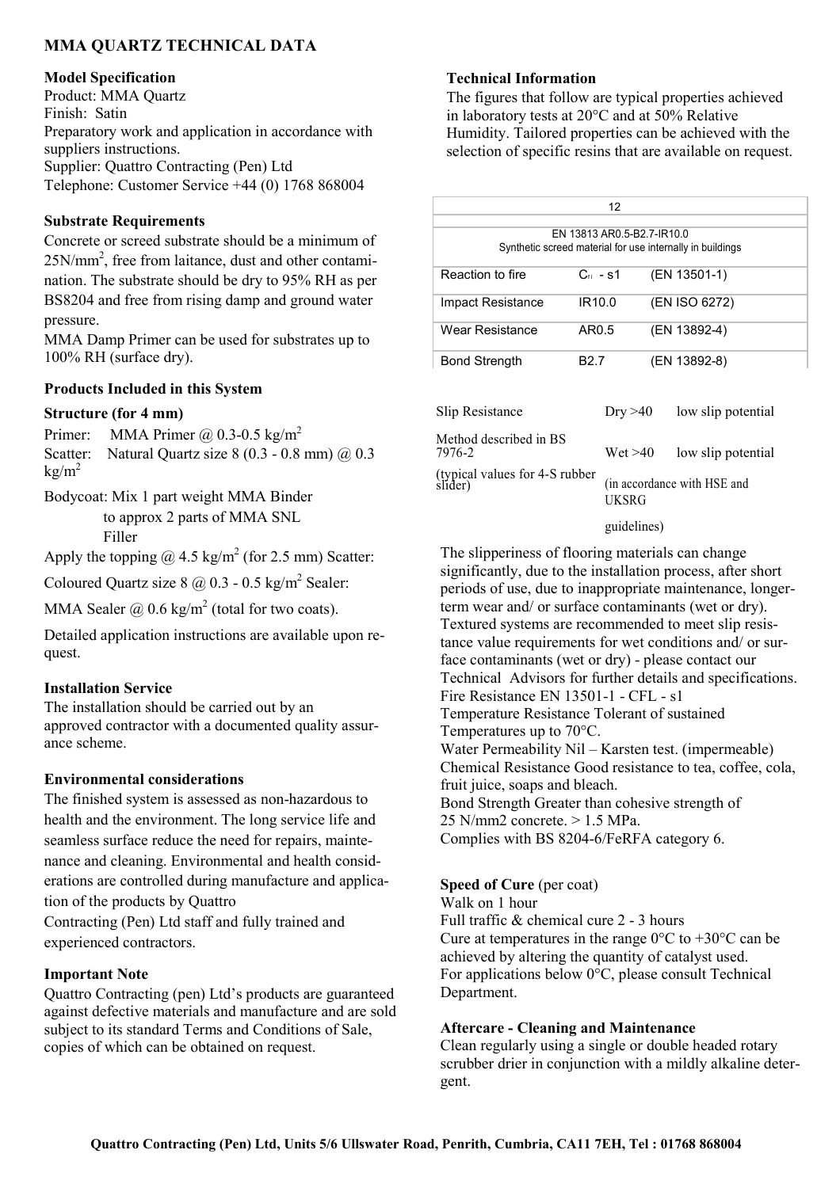## MMA QUARTZ TECHNICAL DATA

### Model Specification

Product: MMA Quartz
Finish: Satin
Preparatory work and application in accordance with suppliers instructions.
Supplier: Quattro Contracting (Pen) Ltd
Telephone: Customer Service +44 (0) 1768 868004

### Substrate Requirements

Concrete or screed substrate should be a minimum of $25N/mm^2$, free from laitance, dust and other contamination. The substrate should be dry to 95% RH as per BS8204 and free from rising damp and ground water pressure.
MMA Damp Primer can be used for substrates up to 100% RH (surface dry).

### Products Included in this System

### Structure (for 4 mm)

Primer: MMA Primer @ 0.3-0.5 $kg/m^2$
Scatter: Natural Quartz size 8 (0.3 - 0.8 mm) @ 0.3 $kg/m^2$

Bodycoat: Mix 1 part weight MMA Binder to approx 2 parts of MMA SNL Filler

Apply the topping @ 4.5 $kg/m^2$ (for 2.5 mm) Scatter:

Coloured Quartz size 8 @ 0.3 - 0.5 $kg/m^2$ Sealer:

MMA Sealer @ 0.6 $kg/m^2$ (total for two coats).

Detailed application instructions are available upon request.

### Installation Service

The installation should be carried out by an approved contractor with a documented quality assurance scheme.

### Environmental considerations

The finished system is assessed as non-hazardous to health and the environment. The long service life and seamless surface reduce the need for repairs, maintenance and cleaning. Environmental and health considerations are controlled during manufacture and application of the products by Quattro Contracting (Pen) Ltd staff and fully trained and experienced contractors.

### Important Note

Quattro Contracting (pen) Ltd's products are guaranteed against defective materials and manufacture and are sold subject to its standard Terms and Conditions of Sale, copies of which can be obtained on request.

### Technical Information

The figures that follow are typical properties achieved in laboratory tests at 20°C and at 50% Relative Humidity. Tailored properties can be achieved with the selection of specific resins that are available on request.

| | | |
|---|---|---|
| 12 | | |
| EN 13813 AR0.5-B2.7-IR10.0<br>Synthetic screed material for use internally in buildings | | |
| Reaction to fire | $C_{fl}$ - s1 | (EN 13501-1) |
| Impact Resistance | IR10.0 | (EN ISO 6272) |
| Wear Resistance | AR0.5 | (EN 13892-4) |
| Bond Strength | B2.7 | (EN 13892-8) |

| | | |
|---|---|---|
| Slip Resistance | Dry >40 | low slip potential |
| Method described in BS 7976-2 | Wet >40 | low slip potential |
| (typical values for 4-S rubber slider) | (in accordance with HSE and UKSRG guidelines) | |

The slipperiness of flooring materials can change significantly, due to the installation process, after short periods of use, due to inappropriate maintenance, longer-term wear and/ or surface contaminants (wet or dry). Textured systems are recommended to meet slip resistance value requirements for wet conditions and/ or surface contaminants (wet or dry) - please contact our Technical Advisors for further details and specifications.
Fire Resistance EN 13501-1 - CFL - s1
Temperature Resistance Tolerant of sustained Temperatures up to 70°C.
Water Permeability Nil – Karsten test. (impermeable)
Chemical Resistance Good resistance to tea, coffee, cola, fruit juice, soaps and bleach.
Bond Strength Greater than cohesive strength of 25 N/mm2 concrete. > 1.5 MPa.
Complies with BS 8204-6/FeRFA category 6.

**Speed of Cure** (per coat)
Walk on 1 hour
Full traffic & chemical cure 2 - 3 hours
Cure at temperatures in the range 0°C to +30°C can be achieved by altering the quantity of catalyst used.
For applications below 0°C, please consult Technical Department.

### Aftercare - Cleaning and Maintenance

Clean regularly using a single or double headed rotary scrubber drier in conjunction with a mildly alkaline detergent.

**Quattro Contracting (Pen) Ltd, Units 5/6 Ullswater Road, Penrith, Cumbria, CA11 7EH, Tel : 01768 868004**